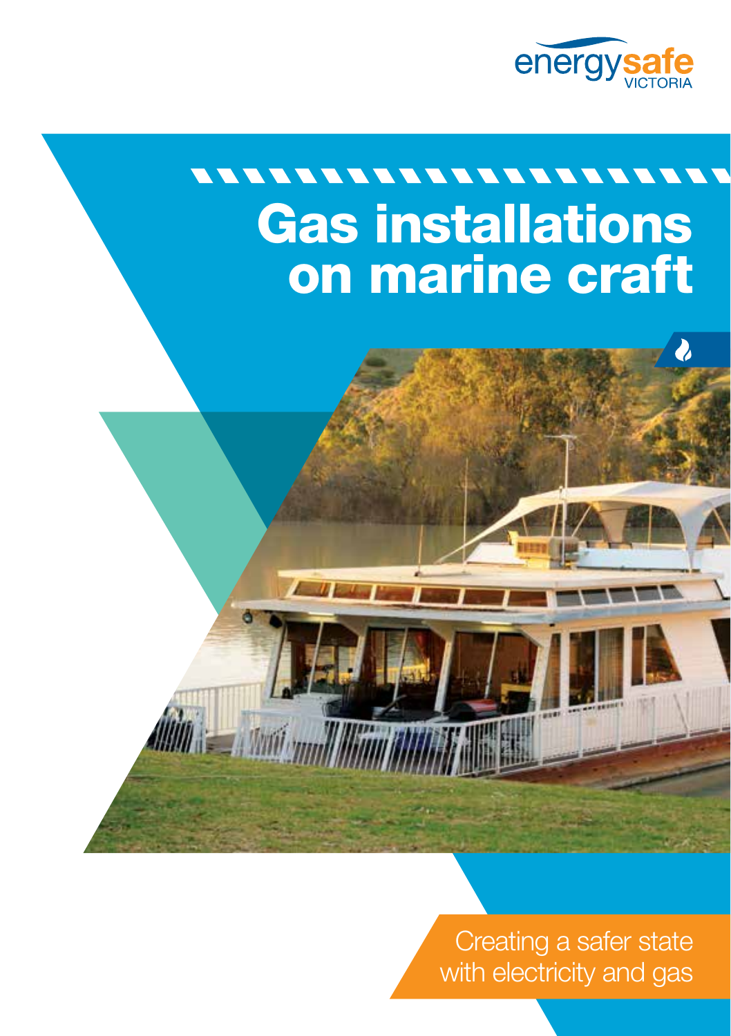energysafe VICTORIA

# Gas installations on marine craft

Creating a safer state with electricity and gas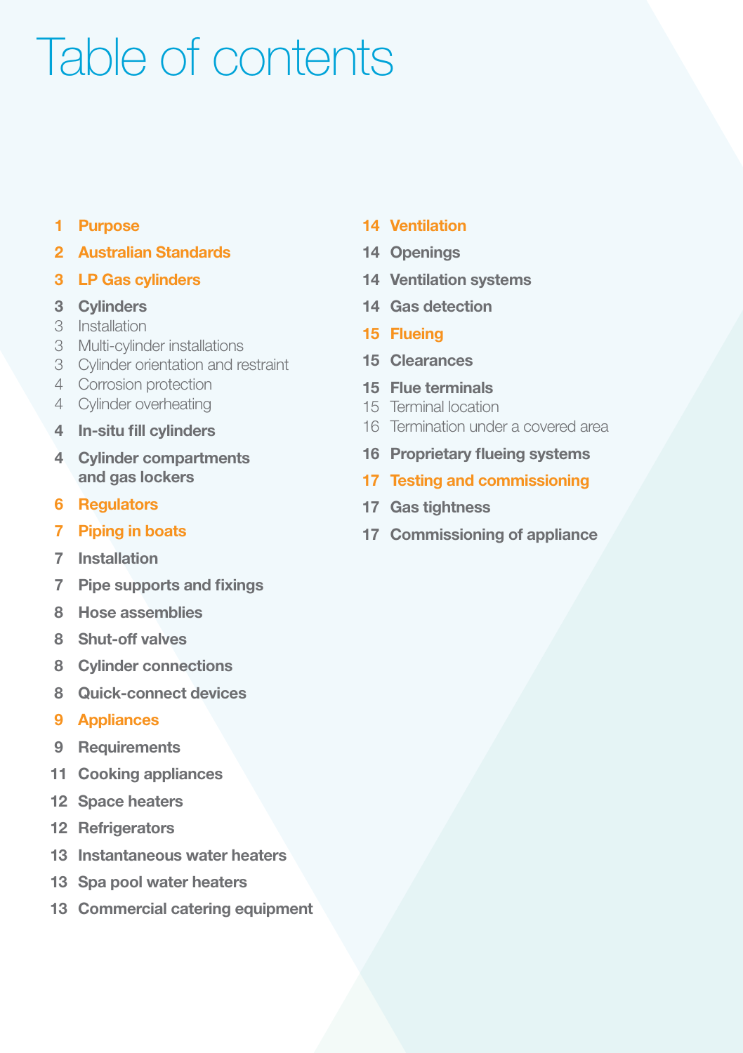# Table of contents

1 **Purpose**

2 **Australian Standards**

3 **LP Gas cylinders**

3 **Cylinders**
3 Installation
3 Multi-cylinder installations
3 Cylinder orientation and restraint
4 Corrosion protection
4 Cylinder overheating

4 **In-situ fill cylinders**

4 **Cylinder compartments and gas lockers**

6 **Regulators**

7 **Piping in boats**

7 **Installation**

7 **Pipe supports and fixings**

8 **Hose assemblies**

8 **Shut-off valves**

8 **Cylinder connections**

8 **Quick-connect devices**

9 **Appliances**

9 **Requirements**

11 **Cooking appliances**

12 **Space heaters**

12 **Refrigerators**

13 **Instantaneous water heaters**

13 **Spa pool water heaters**

13 **Commercial catering equipment**

14 **Ventilation**

14 **Openings**

14 **Ventilation systems**

14 **Gas detection**

15 **Flueing**

15 **Clearances**

15 **Flue terminals**
15 Terminal location
16 Termination under a covered area

16 **Proprietary flueing systems**

17 **Testing and commissioning**

17 **Gas tightness**

17 **Commissioning of appliance**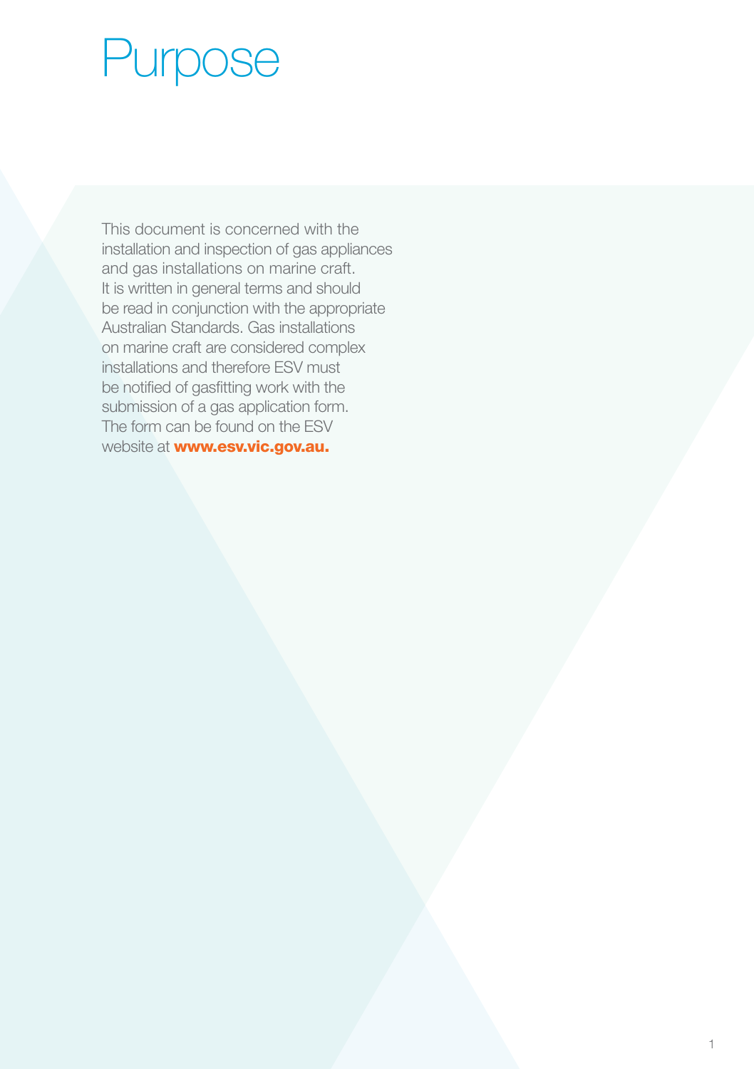# Purpose

This document is concerned with the installation and inspection of gas appliances and gas installations on marine craft. It is written in general terms and should be read in conjunction with the appropriate Australian Standards. Gas installations on marine craft are considered complex installations and therefore ESV must be notified of gasfitting work with the submission of a gas application form. The form can be found on the ESV website at **www.esv.vic.gov.au.**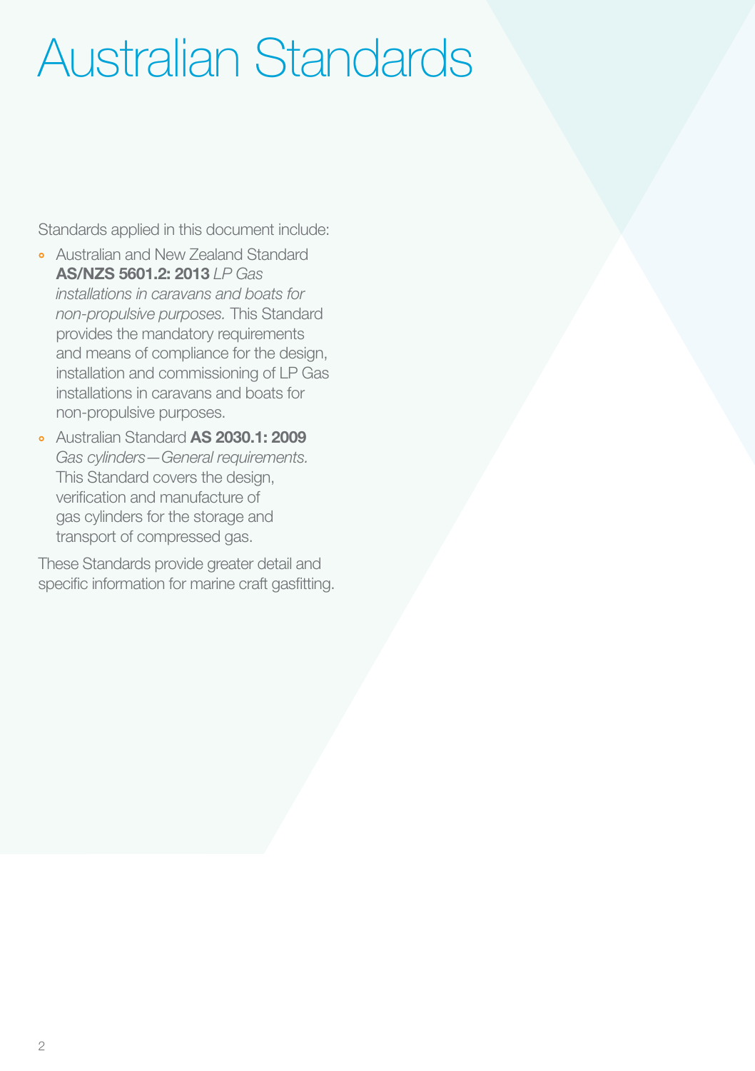# Australian Standards

Standards applied in this document include:

- Australian and New Zealand Standard **AS/NZS 5601.2: 2013** *LP Gas installations in caravans and boats for non-propulsive purposes.* This Standard provides the mandatory requirements and means of compliance for the design, installation and commissioning of LP Gas installations in caravans and boats for non-propulsive purposes.
- Australian Standard **AS 2030.1: 2009** *Gas cylinders—General requirements.* This Standard covers the design, verification and manufacture of gas cylinders for the storage and transport of compressed gas.

These Standards provide greater detail and specific information for marine craft gasfitting.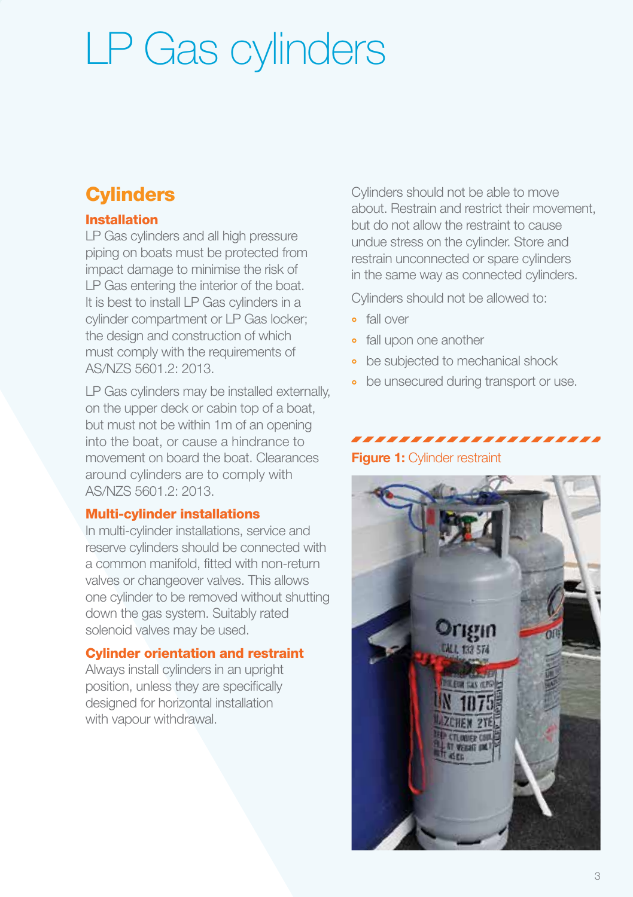# LP Gas cylinders

## Cylinders

### Installation

LP Gas cylinders and all high pressure piping on boats must be protected from impact damage to minimise the risk of LP Gas entering the interior of the boat. It is best to install LP Gas cylinders in a cylinder compartment or LP Gas locker; the design and construction of which must comply with the requirements of AS/NZS 5601.2: 2013.

LP Gas cylinders may be installed externally, on the upper deck or cabin top of a boat, but must not be within 1m of an opening into the boat, or cause a hindrance to movement on board the boat. Clearances around cylinders are to comply with AS/NZS 5601.2: 2013.

### Multi-cylinder installations

In multi-cylinder installations, service and reserve cylinders should be connected with a common manifold, fitted with non-return valves or changeover valves. This allows one cylinder to be removed without shutting down the gas system. Suitably rated solenoid valves may be used.

### Cylinder orientation and restraint

Always install cylinders in an upright position, unless they are specifically designed for horizontal installation with vapour withdrawal.

Cylinders should not be able to move about. Restrain and restrict their movement, but do not allow the restraint to cause undue stress on the cylinder. Store and restrain unconnected or spare cylinders in the same way as connected cylinders.

Cylinders should not be allowed to:

- fall over
- fall upon one another
- be subjected to mechanical shock
- be unsecured during transport or use.

**Figure 1:** Cylinder restraint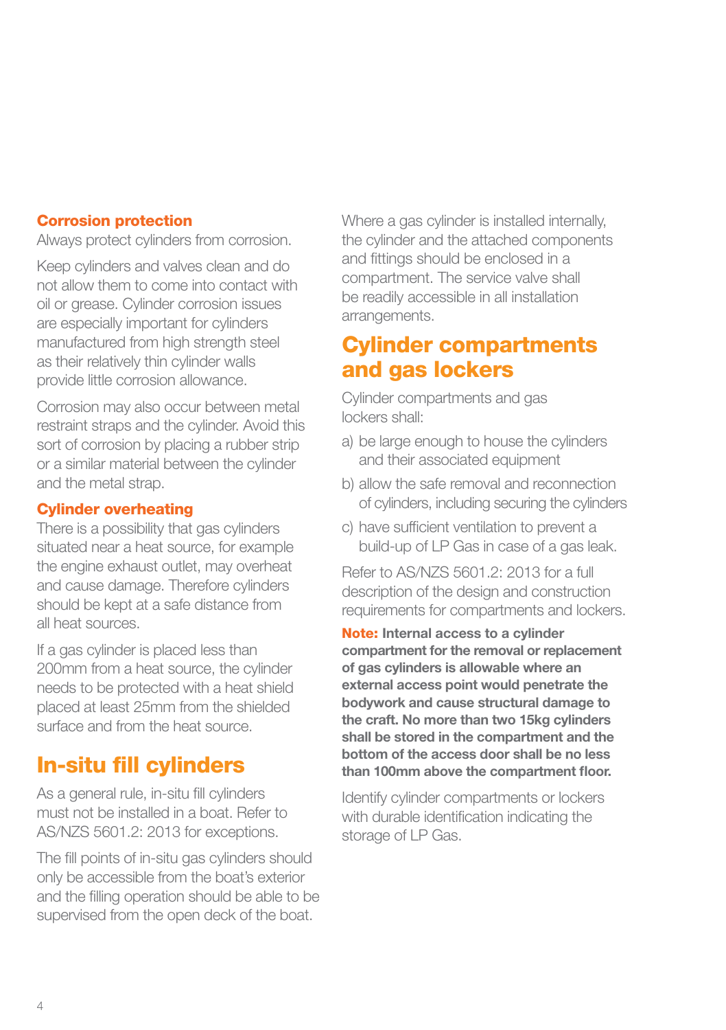### Corrosion protection

Always protect cylinders from corrosion.

Keep cylinders and valves clean and do not allow them to come into contact with oil or grease. Cylinder corrosion issues are especially important for cylinders manufactured from high strength steel as their relatively thin cylinder walls provide little corrosion allowance.

Corrosion may also occur between metal restraint straps and the cylinder. Avoid this sort of corrosion by placing a rubber strip or a similar material between the cylinder and the metal strap.

### Cylinder overheating

There is a possibility that gas cylinders situated near a heat source, for example the engine exhaust outlet, may overheat and cause damage. Therefore cylinders should be kept at a safe distance from all heat sources.

If a gas cylinder is placed less than 200mm from a heat source, the cylinder needs to be protected with a heat shield placed at least 25mm from the shielded surface and from the heat source.

## In-situ fill cylinders

As a general rule, in-situ fill cylinders must not be installed in a boat. Refer to AS/NZS 5601.2: 2013 for exceptions.

The fill points of in-situ gas cylinders should only be accessible from the boat's exterior and the filling operation should be able to be supervised from the open deck of the boat.

Where a gas cylinder is installed internally, the cylinder and the attached components and fittings should be enclosed in a compartment. The service valve shall be readily accessible in all installation arrangements.

## Cylinder compartments and gas lockers

Cylinder compartments and gas lockers shall:

a) be large enough to house the cylinders and their associated equipment

b) allow the safe removal and reconnection of cylinders, including securing the cylinders

c) have sufficient ventilation to prevent a build-up of LP Gas in case of a gas leak.

Refer to AS/NZS 5601.2: 2013 for a full description of the design and construction requirements for compartments and lockers.

**Note: Internal access to a cylinder compartment for the removal or replacement of gas cylinders is allowable where an external access point would penetrate the bodywork and cause structural damage to the craft. No more than two 15kg cylinders shall be stored in the compartment and the bottom of the access door shall be no less than 100mm above the compartment floor.**

Identify cylinder compartments or lockers with durable identification indicating the storage of LP Gas.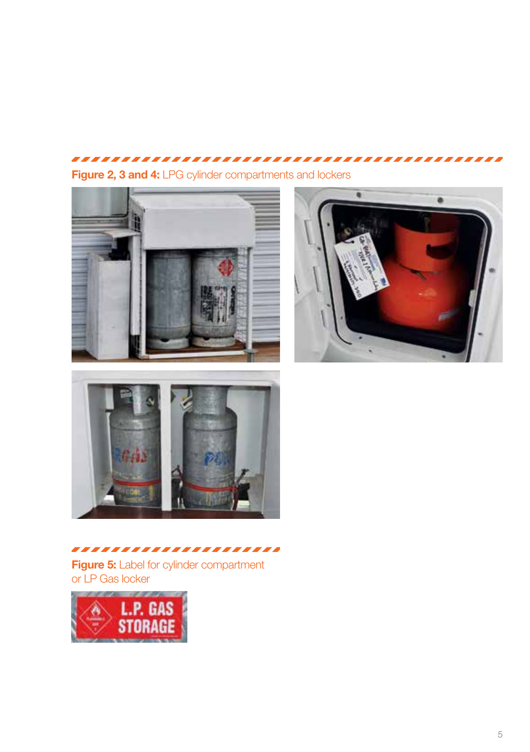**Figure 2, 3 and 4:** LPG cylinder compartments and lockers

**Figure 5:** Label for cylinder compartment or LP Gas locker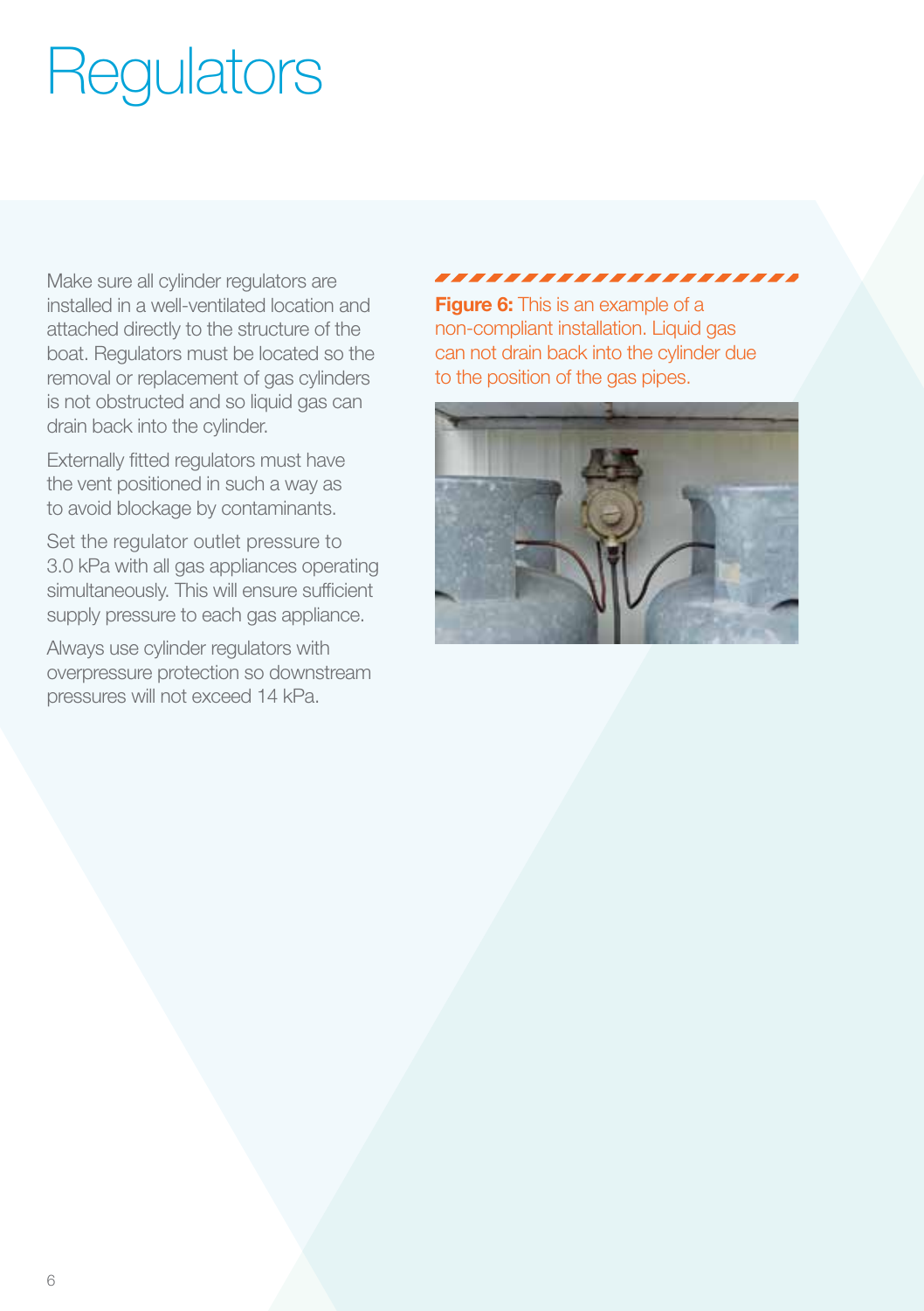# Regulators

Make sure all cylinder regulators are installed in a well-ventilated location and attached directly to the structure of the boat. Regulators must be located so the removal or replacement of gas cylinders is not obstructed and so liquid gas can drain back into the cylinder.

Externally fitted regulators must have the vent positioned in such a way as to avoid blockage by contaminants.

Set the regulator outlet pressure to 3.0 kPa with all gas appliances operating simultaneously. This will ensure sufficient supply pressure to each gas appliance.

Always use cylinder regulators with overpressure protection so downstream pressures will not exceed 14 kPa.

**Figure 6:** This is an example of a non-compliant installation. Liquid gas can not drain back into the cylinder due to the position of the gas pipes.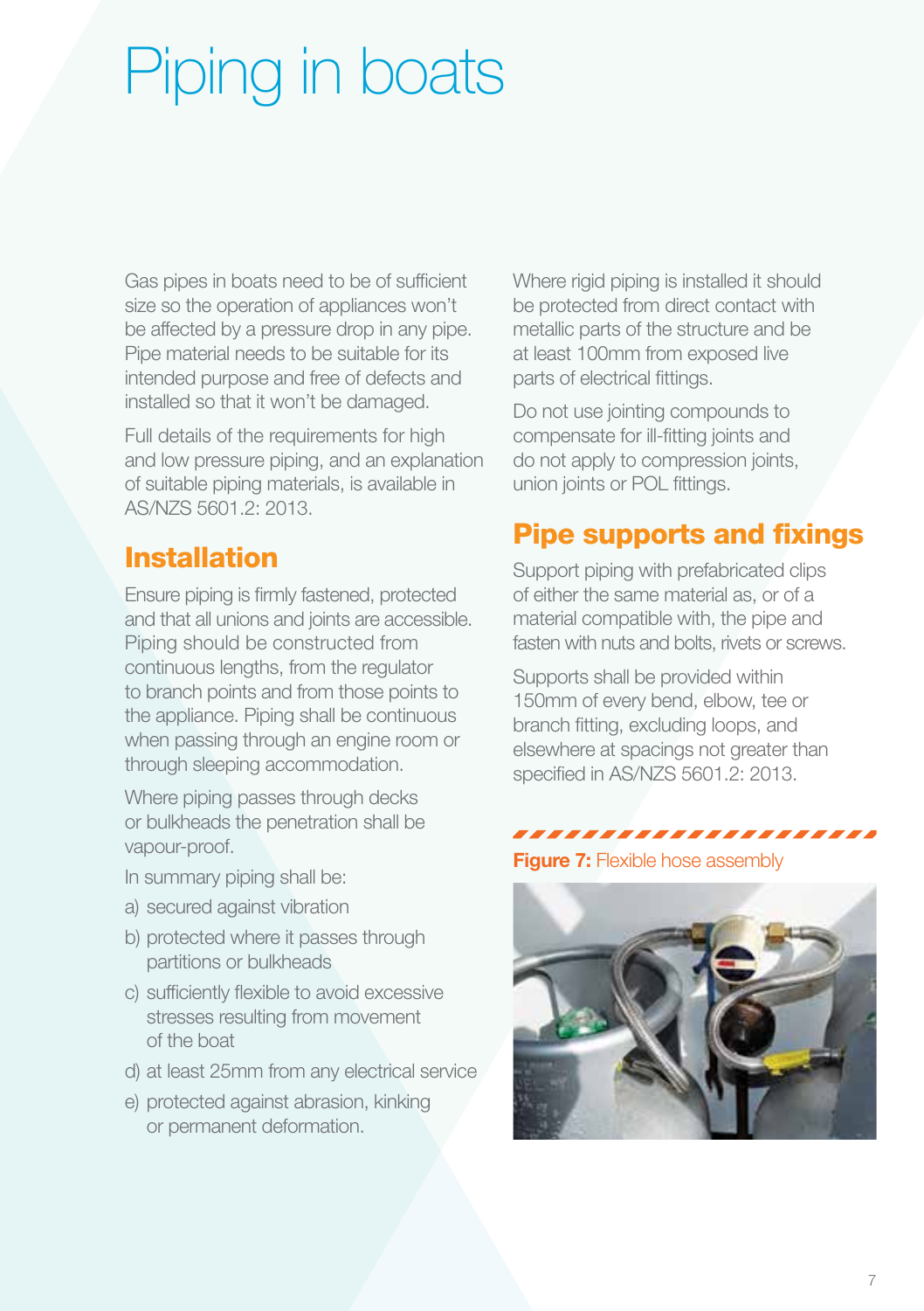# Piping in boats

Gas pipes in boats need to be of sufficient size so the operation of appliances won't be affected by a pressure drop in any pipe. Pipe material needs to be suitable for its intended purpose and free of defects and installed so that it won't be damaged.

Full details of the requirements for high and low pressure piping, and an explanation of suitable piping materials, is available in AS/NZS 5601.2: 2013.

## Installation

Ensure piping is firmly fastened, protected and that all unions and joints are accessible. Piping should be constructed from continuous lengths, from the regulator to branch points and from those points to the appliance. Piping shall be continuous when passing through an engine room or through sleeping accommodation.

Where piping passes through decks or bulkheads the penetration shall be vapour-proof.

In summary piping shall be:

a) secured against vibration

b) protected where it passes through partitions or bulkheads

c) sufficiently flexible to avoid excessive stresses resulting from movement of the boat

d) at least 25mm from any electrical service

e) protected against abrasion, kinking or permanent deformation.

Where rigid piping is installed it should be protected from direct contact with metallic parts of the structure and be at least 100mm from exposed live parts of electrical fittings.

Do not use jointing compounds to compensate for ill-fitting joints and do not apply to compression joints, union joints or POL fittings.

## Pipe supports and fixings

Support piping with prefabricated clips of either the same material as, or of a material compatible with, the pipe and fasten with nuts and bolts, rivets or screws.

Supports shall be provided within 150mm of every bend, elbow, tee or branch fitting, excluding loops, and elsewhere at spacings not greater than specified in AS/NZS 5601.2: 2013.

**Figure 7:** Flexible hose assembly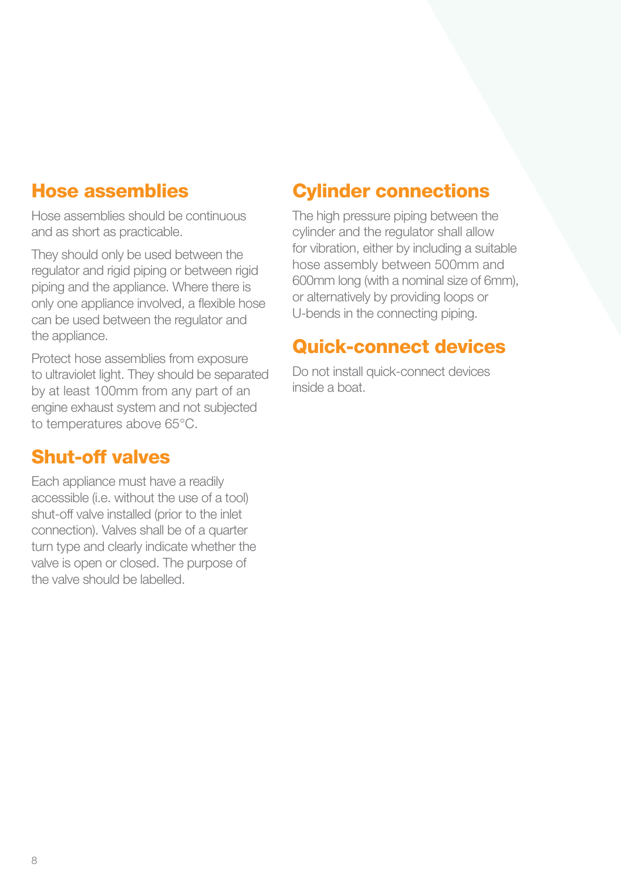## Hose assemblies

Hose assemblies should be continuous and as short as practicable.

They should only be used between the regulator and rigid piping or between rigid piping and the appliance. Where there is only one appliance involved, a flexible hose can be used between the regulator and the appliance.

Protect hose assemblies from exposure to ultraviolet light. They should be separated by at least 100mm from any part of an engine exhaust system and not subjected to temperatures above 65°C.

## Shut-off valves

Each appliance must have a readily accessible (i.e. without the use of a tool) shut-off valve installed (prior to the inlet connection). Valves shall be of a quarter turn type and clearly indicate whether the valve is open or closed. The purpose of the valve should be labelled.

## Cylinder connections

The high pressure piping between the cylinder and the regulator shall allow for vibration, either by including a suitable hose assembly between 500mm and 600mm long (with a nominal size of 6mm), or alternatively by providing loops or U-bends in the connecting piping.

## Quick-connect devices

Do not install quick-connect devices inside a boat.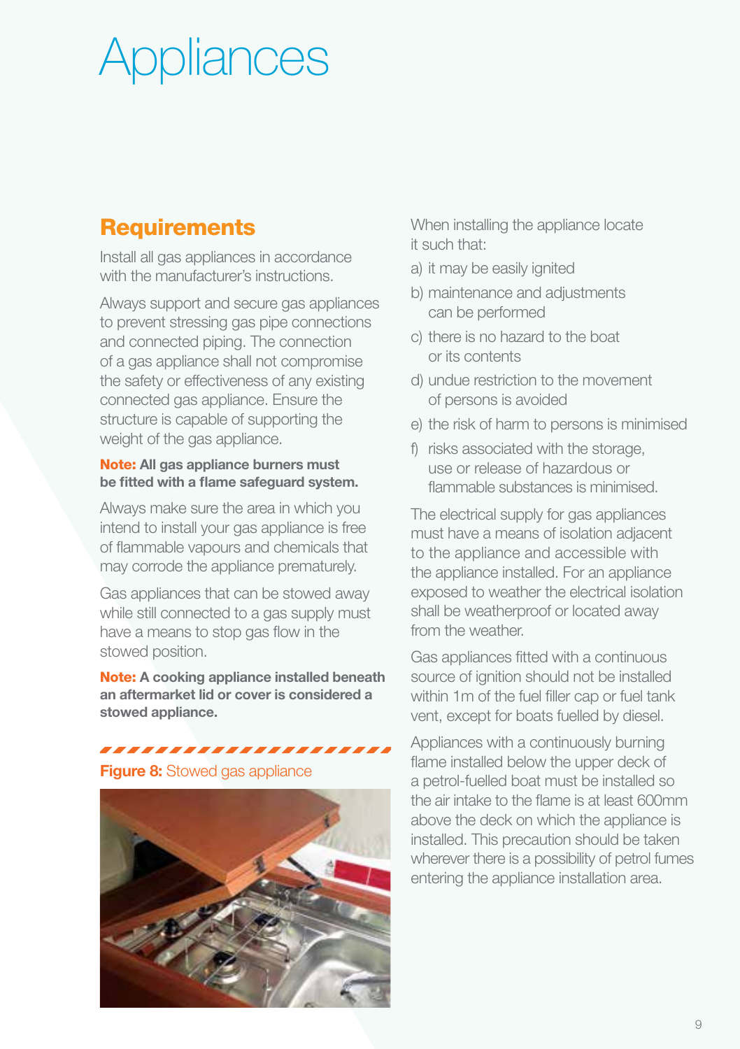# Appliances

## Requirements

Install all gas appliances in accordance with the manufacturer's instructions.

Always support and secure gas appliances to prevent stressing gas pipe connections and connected piping. The connection of a gas appliance shall not compromise the safety or effectiveness of any existing connected gas appliance. Ensure the structure is capable of supporting the weight of the gas appliance.

**Note: All gas appliance burners must be fitted with a flame safeguard system.**

Always make sure the area in which you intend to install your gas appliance is free of flammable vapours and chemicals that may corrode the appliance prematurely.

Gas appliances that can be stowed away while still connected to a gas supply must have a means to stop gas flow in the stowed position.

**Note: A cooking appliance installed beneath an aftermarket lid or cover is considered a stowed appliance.**

**Figure 8:** Stowed gas appliance

When installing the appliance locate it such that:

a) it may be easily ignited
b) maintenance and adjustments can be performed
c) there is no hazard to the boat or its contents
d) undue restriction to the movement of persons is avoided
e) the risk of harm to persons is minimised
f) risks associated with the storage, use or release of hazardous or flammable substances is minimised.

The electrical supply for gas appliances must have a means of isolation adjacent to the appliance and accessible with the appliance installed. For an appliance exposed to weather the electrical isolation shall be weatherproof or located away from the weather.

Gas appliances fitted with a continuous source of ignition should not be installed within 1m of the fuel filler cap or fuel tank vent, except for boats fuelled by diesel.

Appliances with a continuously burning flame installed below the upper deck of a petrol-fuelled boat must be installed so the air intake to the flame is at least 600mm above the deck on which the appliance is installed. This precaution should be taken wherever there is a possibility of petrol fumes entering the appliance installation area.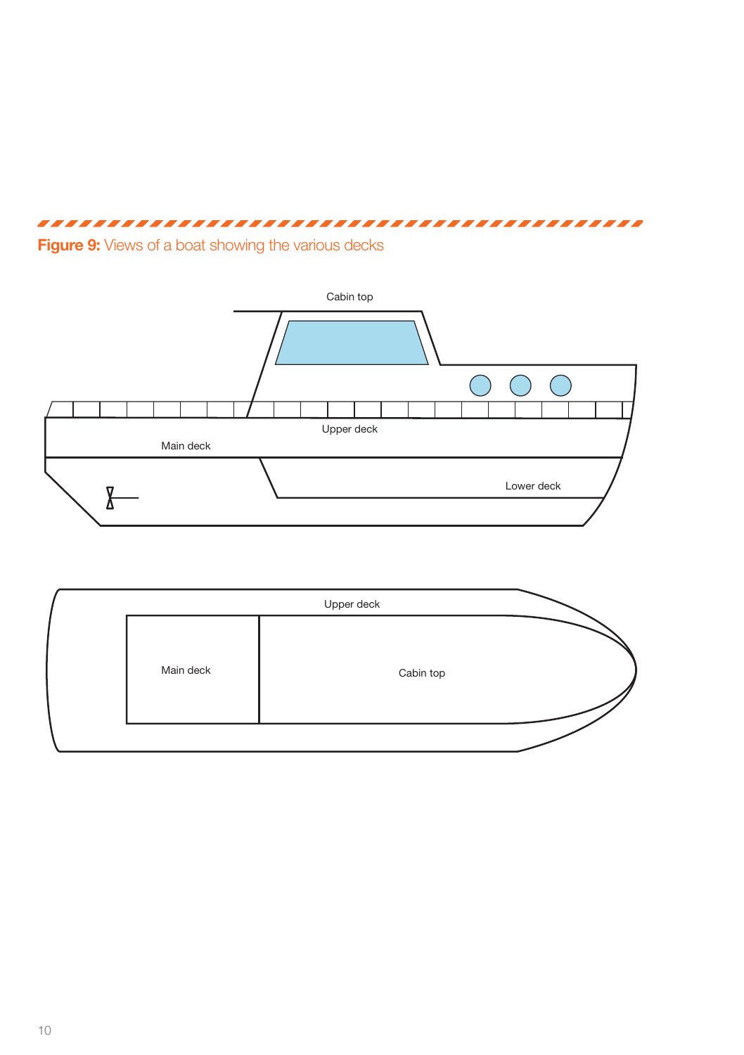**Figure 9:** Views of a boat showing the various decks

Cabin top

Upper deck

Main deck

Lower deck

Upper deck

Main deck

Cabin top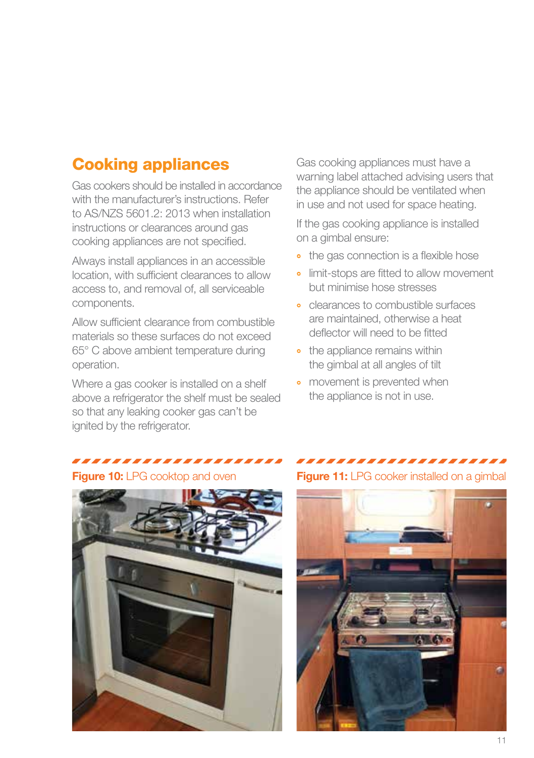## Cooking appliances

Gas cookers should be installed in accordance with the manufacturer's instructions. Refer to AS/NZS 5601.2: 2013 when installation instructions or clearances around gas cooking appliances are not specified.

Always install appliances in an accessible location, with sufficient clearances to allow access to, and removal of, all serviceable components.

Allow sufficient clearance from combustible materials so these surfaces do not exceed 65° C above ambient temperature during operation.

Where a gas cooker is installed on a shelf above a refrigerator the shelf must be sealed so that any leaking cooker gas can't be ignited by the refrigerator.

Gas cooking appliances must have a warning label attached advising users that the appliance should be ventilated when in use and not used for space heating.

If the gas cooking appliance is installed on a gimbal ensure:

- the gas connection is a flexible hose
- limit-stops are fitted to allow movement but minimise hose stresses
- clearances to combustible surfaces are maintained, otherwise a heat deflector will need to be fitted
- the appliance remains within the gimbal at all angles of tilt
- movement is prevented when the appliance is not in use.

**Figure 10:** LPG cooktop and oven

**Figure 11:** LPG cooker installed on a gimbal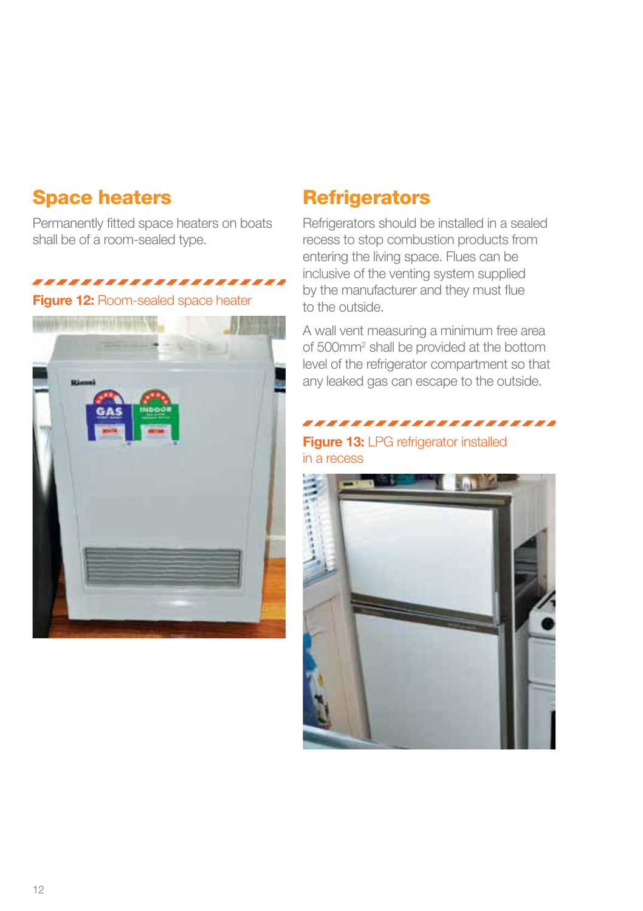## Space heaters

Permanently fitted space heaters on boats shall be of a room-sealed type.

**Figure 12:** Room-sealed space heater

## Refrigerators

Refrigerators should be installed in a sealed recess to stop combustion products from entering the living space. Flues can be inclusive of the venting system supplied by the manufacturer and they must flue to the outside.

A wall vent measuring a minimum free area of $500mm^2$ shall be provided at the bottom level of the refrigerator compartment so that any leaked gas can escape to the outside.

**Figure 13:** LPG refrigerator installed in a recess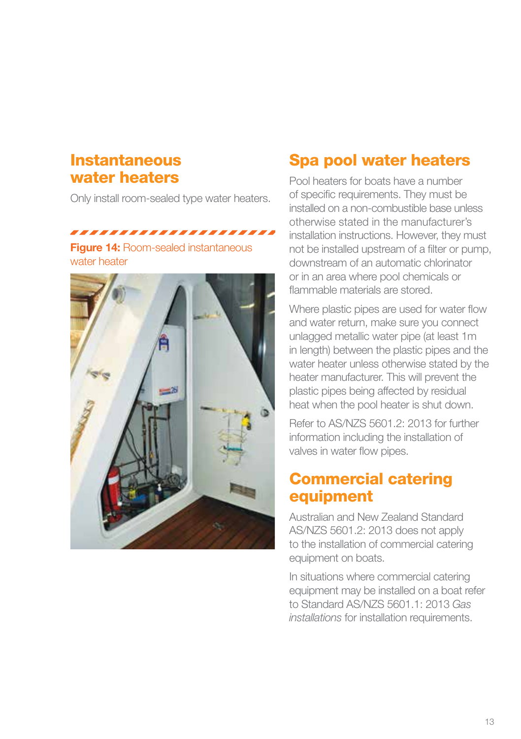## Instantaneous water heaters

Only install room-sealed type water heaters.

**Figure 14:** Room-sealed instantaneous water heater

## Spa pool water heaters

Pool heaters for boats have a number of specific requirements. They must be installed on a non-combustible base unless otherwise stated in the manufacturer's installation instructions. However, they must not be installed upstream of a filter or pump, downstream of an automatic chlorinator or in an area where pool chemicals or flammable materials are stored.

Where plastic pipes are used for water flow and water return, make sure you connect unlagged metallic water pipe (at least 1m in length) between the plastic pipes and the water heater unless otherwise stated by the heater manufacturer. This will prevent the plastic pipes being affected by residual heat when the pool heater is shut down.

Refer to AS/NZS 5601.2: 2013 for further information including the installation of valves in water flow pipes.

## Commercial catering equipment

Australian and New Zealand Standard AS/NZS 5601.2: 2013 does not apply to the installation of commercial catering equipment on boats.

In situations where commercial catering equipment may be installed on a boat refer to Standard AS/NZS 5601.1: 2013 *Gas installations* for installation requirements.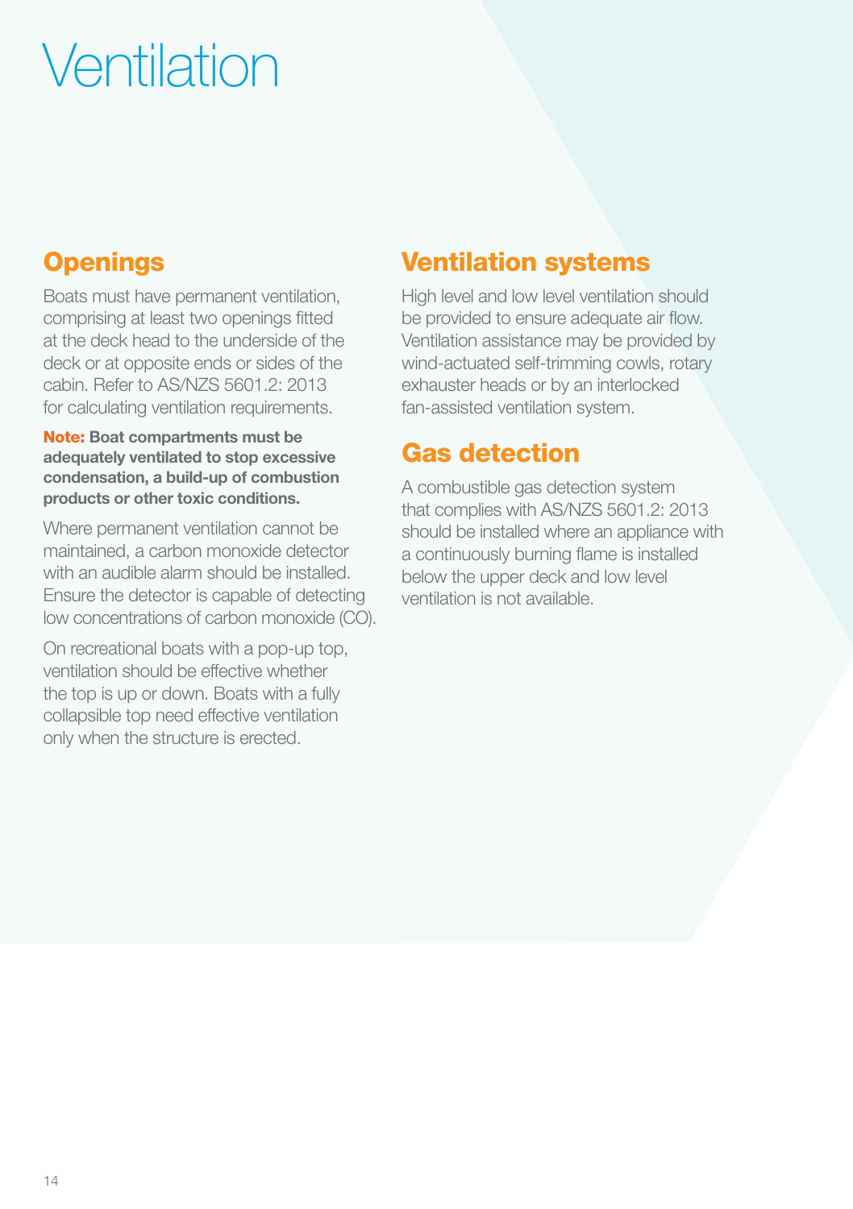# Ventilation

## Openings

Boats must have permanent ventilation, comprising at least two openings fitted at the deck head to the underside of the deck or at opposite ends or sides of the cabin. Refer to AS/NZS 5601.2: 2013 for calculating ventilation requirements.

**Note: Boat compartments must be adequately ventilated to stop excessive condensation, a build-up of combustion products or other toxic conditions.**

Where permanent ventilation cannot be maintained, a carbon monoxide detector with an audible alarm should be installed. Ensure the detector is capable of detecting low concentrations of carbon monoxide (CO).

On recreational boats with a pop-up top, ventilation should be effective whether the top is up or down. Boats with a fully collapsible top need effective ventilation only when the structure is erected.

## Ventilation systems

High level and low level ventilation should be provided to ensure adequate air flow. Ventilation assistance may be provided by wind-actuated self-trimming cowls, rotary exhauster heads or by an interlocked fan-assisted ventilation system.

## Gas detection

A combustible gas detection system that complies with AS/NZS 5601.2: 2013 should be installed where an appliance with a continuously burning flame is installed below the upper deck and low level ventilation is not available.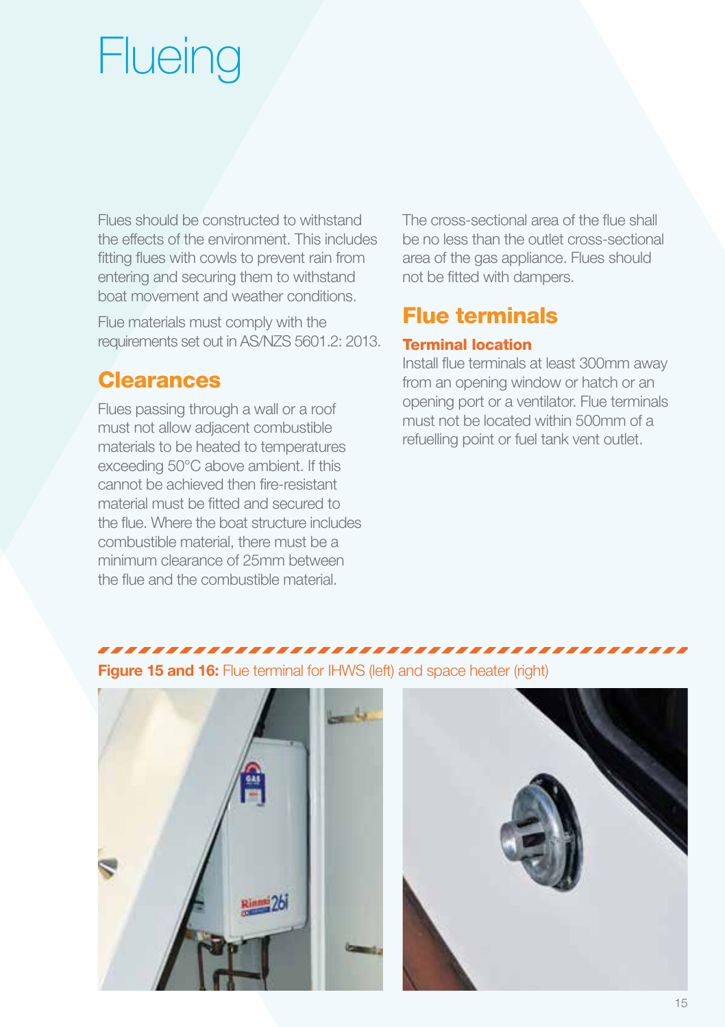# Flueing

Flues should be constructed to withstand the effects of the environment. This includes fitting flues with cowls to prevent rain from entering and securing them to withstand boat movement and weather conditions.

Flue materials must comply with the requirements set out in AS/NZS 5601.2: 2013.

## Clearances

Flues passing through a wall or a roof must not allow adjacent combustible materials to be heated to temperatures exceeding 50°C above ambient. If this cannot be achieved then fire-resistant material must be fitted and secured to the flue. Where the boat structure includes combustible material, there must be a minimum clearance of 25mm between the flue and the combustible material.

The cross-sectional area of the flue shall be no less than the outlet cross-sectional area of the gas appliance. Flues should not be fitted with dampers.

## Flue terminals

### Terminal location

Install flue terminals at least 300mm away from an opening window or hatch or an opening port or a ventilator. Flue terminals must not be located within 500mm of a refuelling point or fuel tank vent outlet.

**Figure 15 and 16:** Flue terminal for IHWS (left) and space heater (right)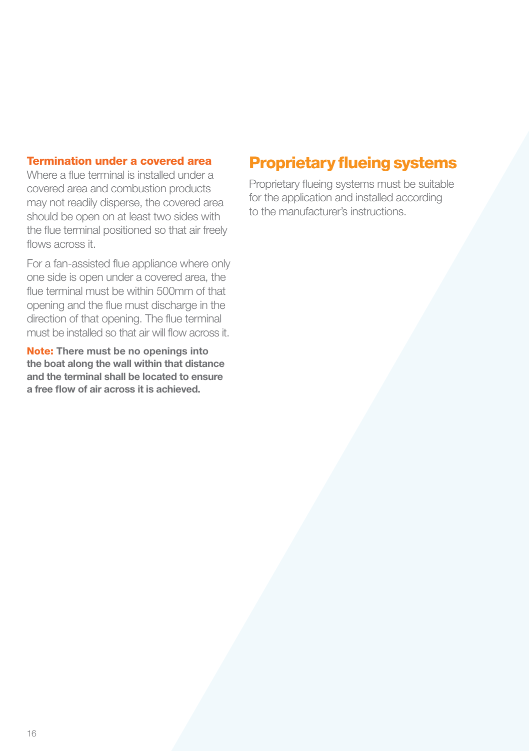### Termination under a covered area

Where a flue terminal is installed under a covered area and combustion products may not readily disperse, the covered area should be open on at least two sides with the flue terminal positioned so that air freely flows across it.

For a fan-assisted flue appliance where only one side is open under a covered area, the flue terminal must be within 500mm of that opening and the flue must discharge in the direction of that opening. The flue terminal must be installed so that air will flow across it.

**Note: There must be no openings into the boat along the wall within that distance and the terminal shall be located to ensure a free flow of air across it is achieved.**

## Proprietary flueing systems

Proprietary flueing systems must be suitable for the application and installed according to the manufacturer's instructions.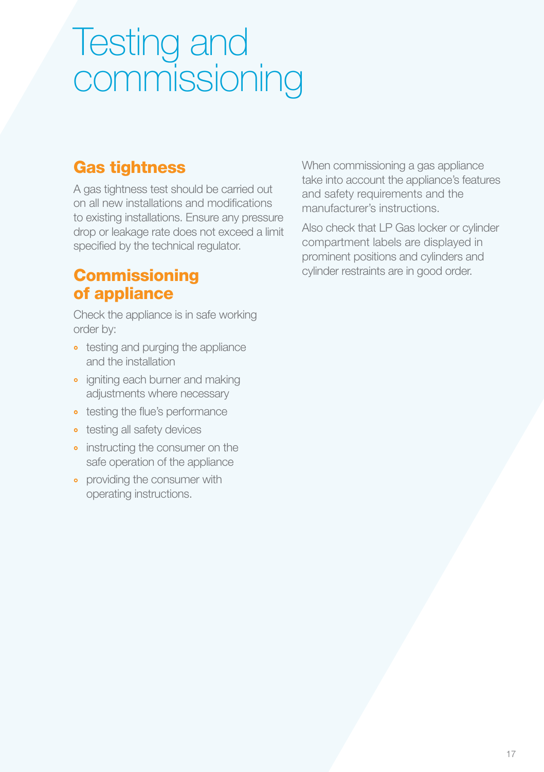# Testing and commissioning

## Gas tightness

A gas tightness test should be carried out on all new installations and modifications to existing installations. Ensure any pressure drop or leakage rate does not exceed a limit specified by the technical regulator.

## Commissioning of appliance

Check the appliance is in safe working order by:

- testing and purging the appliance and the installation
- igniting each burner and making adjustments where necessary
- testing the flue's performance
- testing all safety devices
- instructing the consumer on the safe operation of the appliance
- providing the consumer with operating instructions.

When commissioning a gas appliance take into account the appliance's features and safety requirements and the manufacturer's instructions.

Also check that LP Gas locker or cylinder compartment labels are displayed in prominent positions and cylinders and cylinder restraints are in good order.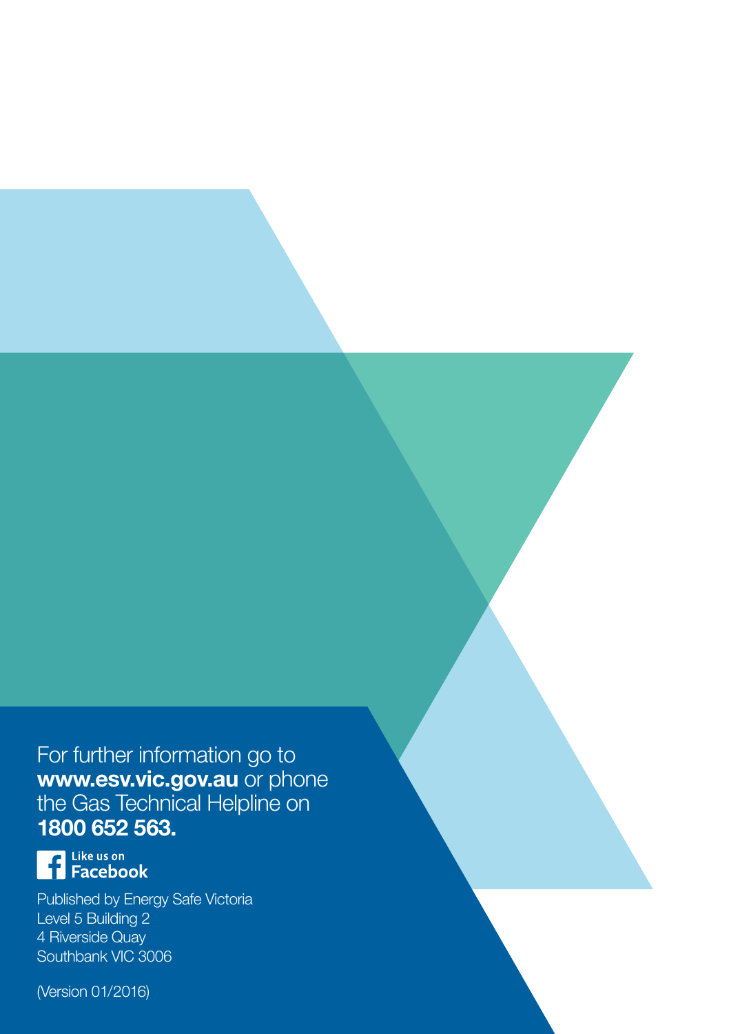For further information go to **www.esv.vic.gov.au** or phone the Gas Technical Helpline on **1800 652 563.**

Like us on **Facebook**

Published by Energy Safe Victoria
Level 5 Building 2
4 Riverside Quay
Southbank VIC 3006

(Version 01/2016)